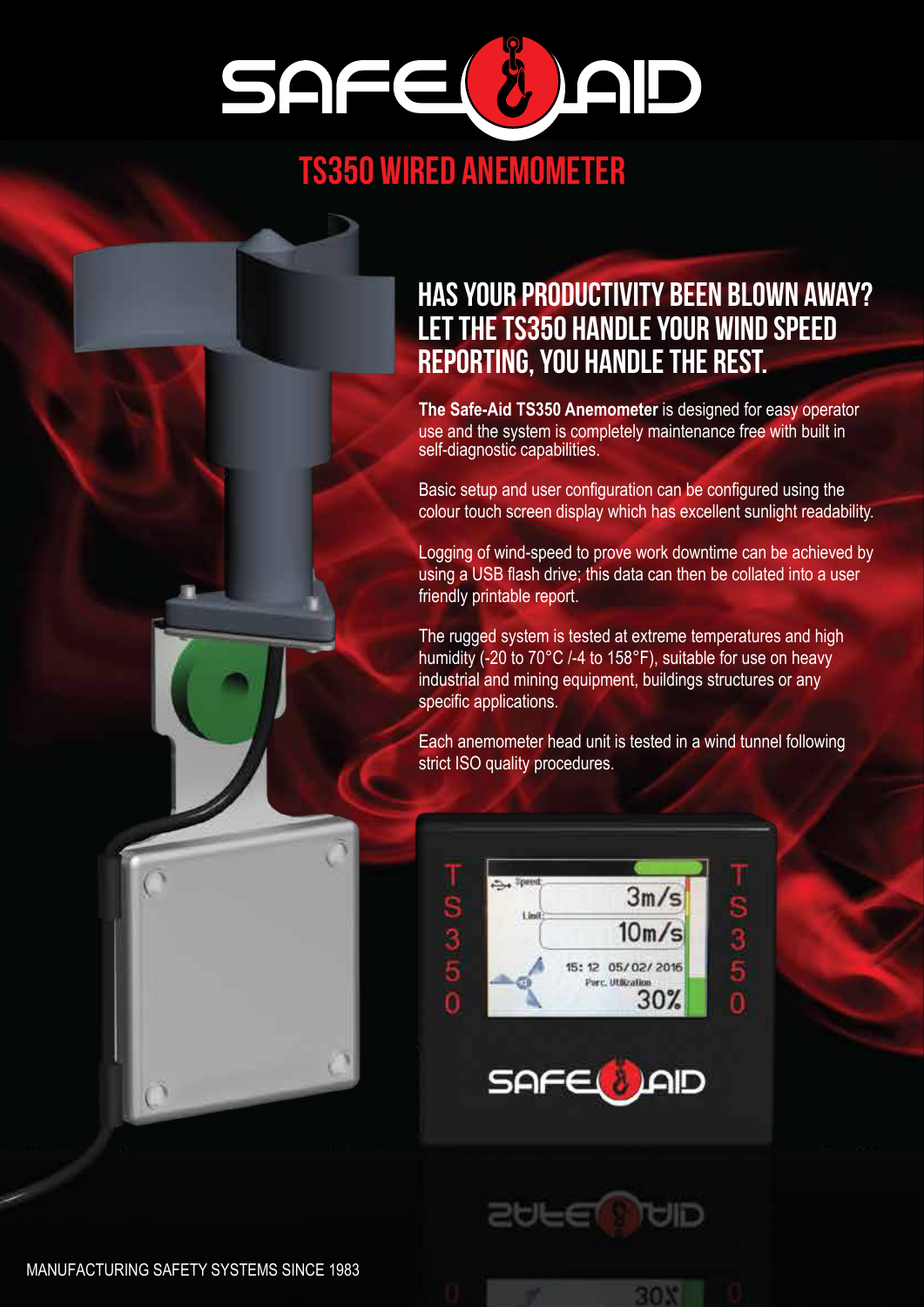# SAFE AID

## TS350 WIRED ANEMOMETER

### HAS YOUR PRODUCTIVITY BEEN BLOWN AWAY? LET THE TS350 HANDLE YOUR WIND SPEED REPORTING, YOU HANDLE THE REST.

**The Safe-Aid TS350 Anemometer** is designed for easy operator use and the system is completely maintenance free with built in self-diagnostic capabilities.

Basic setup and user configuration can be configured using the colour touch screen display which has excellent sunlight readability.

Logging of wind-speed to prove work downtime can be achieved by using a USB flash drive; this data can then be collated into a user friendly printable report.

The rugged system is tested at extreme temperatures and high humidity (-20 to 70°C /-4 to 158°F), suitable for use on heavy industrial and mining equipment, buildings structures or any specific applications.

Each anemometer head unit is tested in a wind tunnel following strict ISO quality procedures.

MANUFACTURING SAFETY SYSTEMS SINCE 1983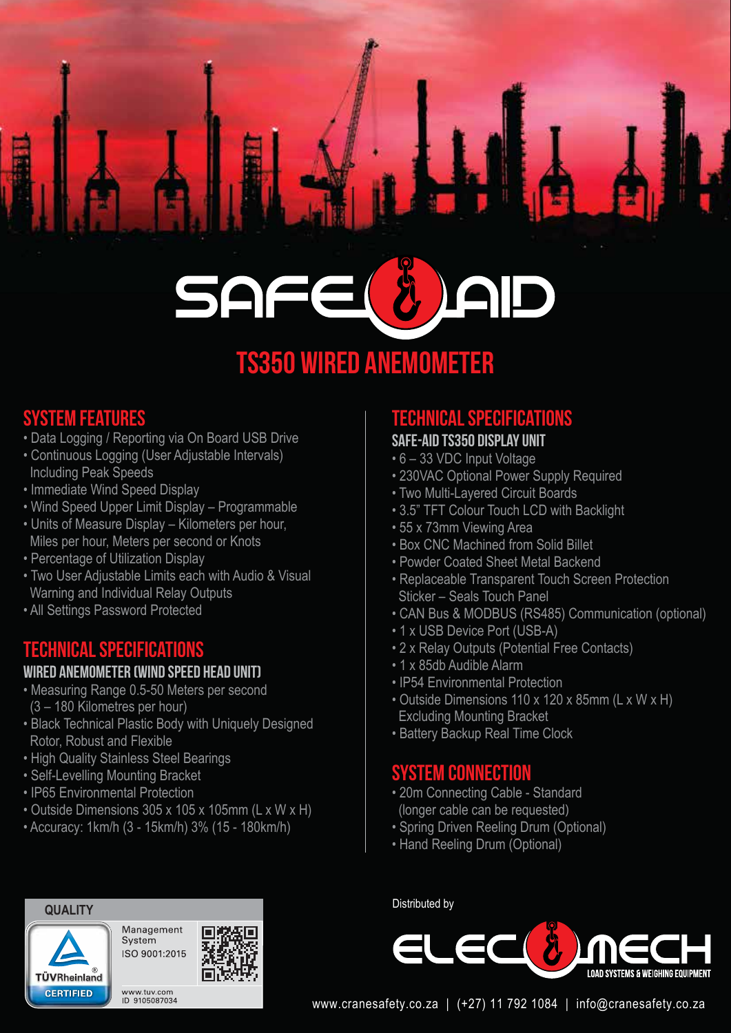# SAFE-AID

## TS350 WIRED ANEMOMETER

## SYSTEM FEATURES

- Data Logging / Reporting via On Board USB Drive
- Continuous Logging (User Adjustable Intervals) Including Peak Speeds
- Immediate Wind Speed Display
- Wind Speed Upper Limit Display – Programmable
- Units of Measure Display – Kilometers per hour, Miles per hour, Meters per second or Knots
- Percentage of Utilization Display
- Two User Adjustable Limits each with Audio & Visual Warning and Individual Relay Outputs
- All Settings Password Protected

## TECHNICAL SPECIFICATIONS

### WIRED ANEMOMETER (WIND SPEED HEAD UNIT)

- Measuring Range 0.5-50 Meters per second (3 – 180 Kilometres per hour)
- Black Technical Plastic Body with Uniquely Designed Rotor, Robust and Flexible
- High Quality Stainless Steel Bearings
- Self-Levelling Mounting Bracket
- IP65 Environmental Protection
- Outside Dimensions 305 x 105 x 105mm (L x W x H)
- Accuracy: 1km/h (3 - 15km/h) 3% (15 - 180km/h)

## TECHNICAL SPECIFICATIONS

### SAFE-AID TS350 DISPLAY UNIT

- 6 – 33 VDC Input Voltage
- 230VAC Optional Power Supply Required
- Two Multi-Layered Circuit Boards
- 3.5" TFT Colour Touch LCD with Backlight
- 55 x 73mm Viewing Area
- Box CNC Machined from Solid Billet
- Powder Coated Sheet Metal Backend
- Replaceable Transparent Touch Screen Protection Sticker – Seals Touch Panel
- CAN Bus & MODBUS (RS485) Communication (optional)
- 1 x USB Device Port (USB-A)
- 2 x Relay Outputs (Potential Free Contacts)
- 1 x 85db Audible Alarm
- IP54 Environmental Protection
- Outside Dimensions 110 x 120 x 85mm (L x W x H) Excluding Mounting Bracket
- Battery Backup Real Time Clock

## SYSTEM CONNECTION

- 20m Connecting Cable - Standard (longer cable can be requested)
- Spring Driven Reeling Drum (Optional)
- Hand Reeling Drum (Optional)

QUALITY

TÜVRheinland® CERTIFIED

Management System ISO 9001:2015

www.tuv.com
ID 9105087034

Distributed by

ELEC-MECH
LOAD SYSTEMS & WEIGHING EQUIPMENT

www.cranesafety.co.za | (+27) 11 792 1084 | info@cranesafety.co.za